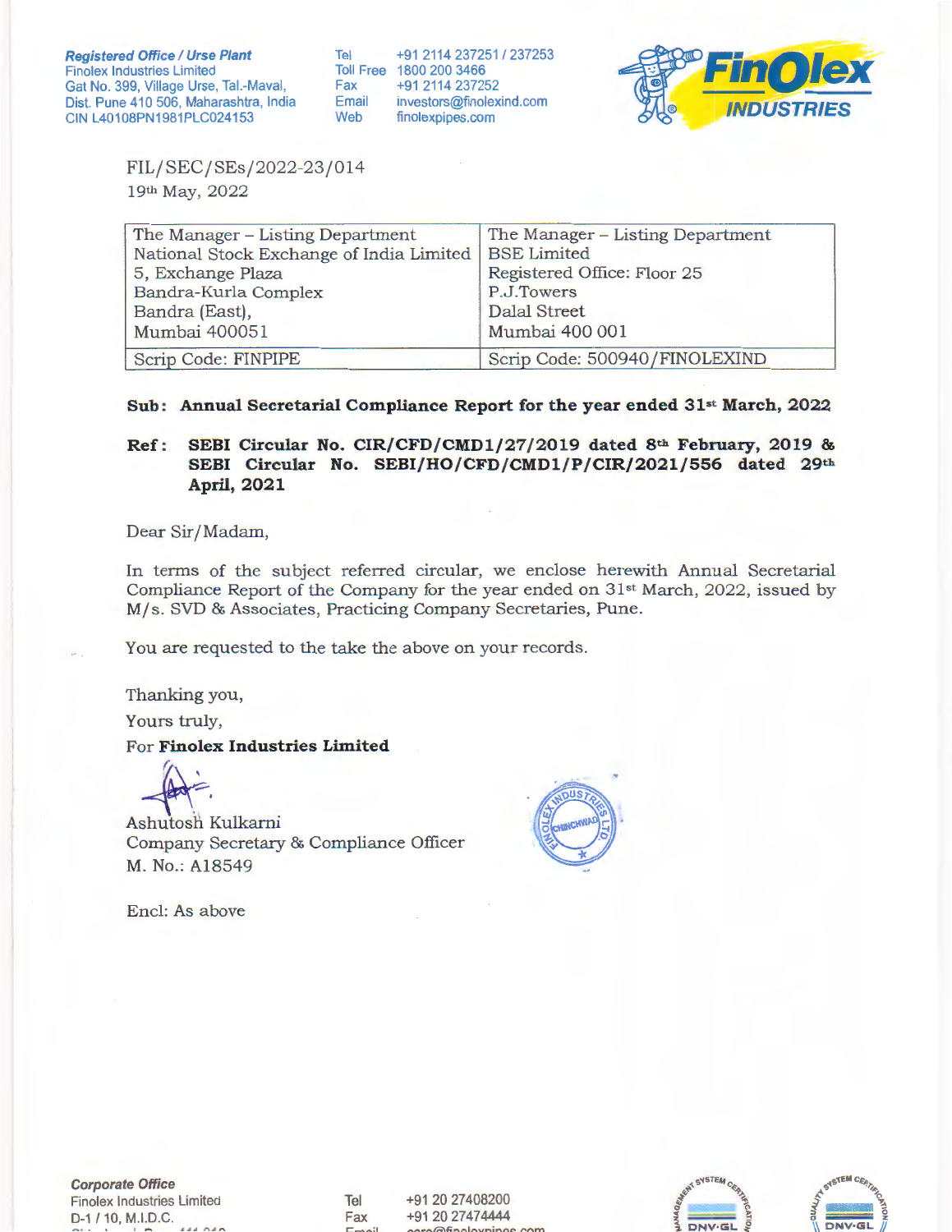**Registered Office / Urse Plant**
Finolex Industries Limited
Gat No. 399, Village Urse, Tal.-Maval,
Dist. Pune 410 506, Maharashtra, India
CIN L40108PN1981PLC024153

Tel +91 2114 237251 / 237253
Toll Free 1800 200 3466
Fax +91 2114 237252
Email investors@finolexind.com
Web finolexpipes.com

FIL/SEC/SEs/2022-23/014
19th May, 2022

| The Manager – Listing Department<br>National Stock Exchange of India Limited<br>5, Exchange Plaza<br>Bandra-Kurla Complex<br>Bandra (East),<br>Mumbai 400051 | The Manager – Listing Department<br>BSE Limited<br>Registered Office: Floor 25<br>P.J.Towers<br>Dalal Street<br>Mumbai 400 001 |
|---|---|
| Scrip Code: FINPIPE | Scrip Code: 500940/FINOLEXIND |

**Sub: Annual Secretarial Compliance Report for the year ended 31st March, 2022**

**Ref: SEBI Circular No. CIR/CFD/CMD1/27/2019 dated 8th February, 2019 & SEBI Circular No. SEBI/HO/CFD/CMD1/P/CIR/2021/556 dated 29th April, 2021**

Dear Sir/Madam,

In terms of the subject referred circular, we enclose herewith Annual Secretarial Compliance Report of the Company for the year ended on 31st March, 2022, issued by M/s. SVD & Associates, Practicing Company Secretaries, Pune.

You are requested to the take the above on your records.

Thanking you,

Yours truly,

For **Finolex Industries Limited**

Ashutosh Kulkarni
Company Secretary & Compliance Officer
M. No.: A18549

Encl: As above

**Corporate Office**
Finolex Industries Limited
D-1 / 10, M.I.D.C.

Tel +91 20 27408200
Fax +91 20 27474444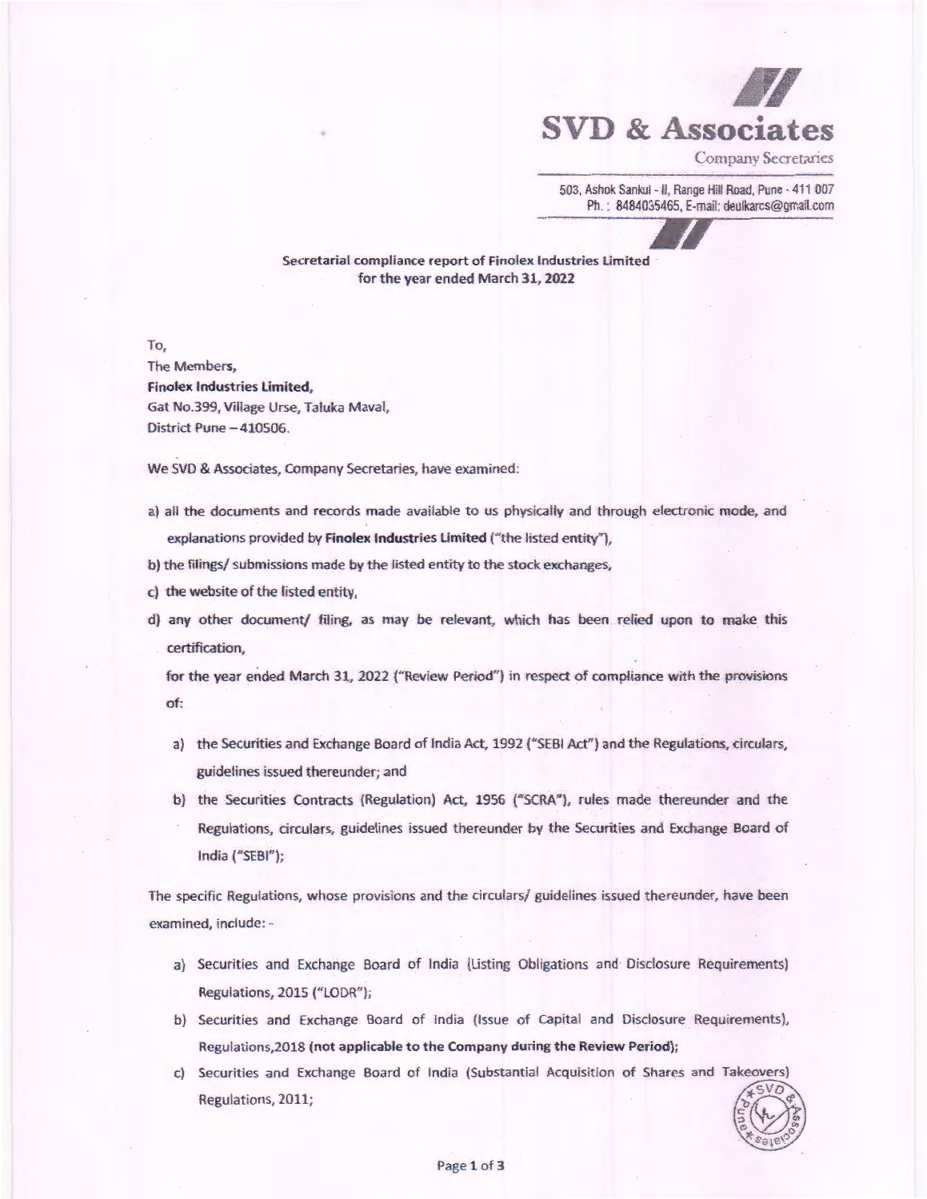# SVD & Associates

Company Secretaries

503, Ashok Sankul - II, Range Hill Road, Pune - 411 007
Ph. : 8484035465, E-mail: deulkarcs@gmail.com

**Secretarial compliance report of Finolex Industries Limited for the year ended March 31, 2022**

To,
The Members,
**Finolex Industries Limited,**
Gat No.399, Village Urse, Taluka Maval,
District Pune – 410506.

We SVD & Associates, Company Secretaries, have examined:

a) all the documents and records made available to us physically and through electronic mode, and explanations provided by **Finolex Industries Limited** ("the listed entity"),

b) the filings/ submissions made by the listed entity to the stock exchanges,

c) the website of the listed entity,

d) any other document/ filing, as may be relevant, which has been relied upon to make this certification,

for the year ended March 31, 2022 ("Review Period") in respect of compliance with the provisions of:

a) the Securities and Exchange Board of India Act, 1992 ("SEBI Act") and the Regulations, circulars, guidelines issued thereunder; and

b) the Securities Contracts (Regulation) Act, 1956 ("SCRA"), rules made thereunder and the Regulations, circulars, guidelines issued thereunder by the Securities and Exchange Board of India ("SEBI");

The specific Regulations, whose provisions and the circulars/ guidelines issued thereunder, have been examined, include: -

a) Securities and Exchange Board of India (Listing Obligations and Disclosure Requirements) Regulations, 2015 ("LODR");

b) Securities and Exchange Board of India (Issue of Capital and Disclosure Requirements), Regulations,2018 **(not applicable to the Company during the Review Period)**;

c) Securities and Exchange Board of India (Substantial Acquisition of Shares and Takeovers) Regulations, 2011;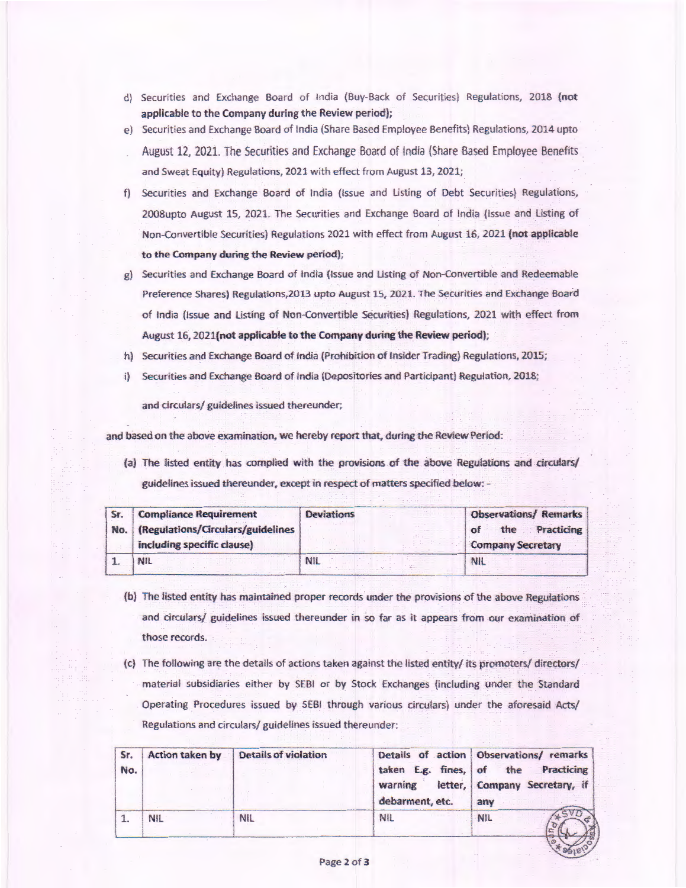d) Securities and Exchange Board of India (Buy-Back of Securities) Regulations, 2018 **(not applicable to the Company during the Review period)**;

e) Securities and Exchange Board of India (Share Based Employee Benefits) Regulations, 2014 upto August 12, 2021. The Securities and Exchange Board of India (Share Based Employee Benefits and Sweat Equity) Regulations, 2021 with effect from August 13, 2021;

f) Securities and Exchange Board of India (Issue and Listing of Debt Securities) Regulations, 2008upto August 15, 2021. The Securities and Exchange Board of India (Issue and Listing of Non-Convertible Securities) Regulations 2021 with effect from August 16, 2021 **(not applicable to the Company during the Review period)**;

g) Securities and Exchange Board of India (Issue and Listing of Non-Convertible and Redeemable Preference Shares) Regulations,2013 upto August 15, 2021. The Securities and Exchange Board of India (Issue and Listing of Non-Convertible Securities) Regulations, 2021 with effect from August 16, 2021**(not applicable to the Company during the Review period)**;

h) Securities and Exchange Board of India (Prohibition of Insider Trading) Regulations, 2015;

i) Securities and Exchange Board of India (Depositories and Participant) Regulation, 2018;

and circulars/ guidelines issued thereunder;

and based on the above examination, we hereby report that, during the Review Period:

(a) The listed entity has complied with the provisions of the above Regulations and circulars/ guidelines issued thereunder, except in respect of matters specified below: -

| Sr. No. | Compliance Requirement (Regulations/Circulars/guidelines including specific clause) | Deviations | Observations/ Remarks of the Practicing Company Secretary |
|---|---|---|---|
| 1. | NIL | NIL | NIL |

(b) The listed entity has maintained proper records under the provisions of the above Regulations and circulars/ guidelines issued thereunder in so far as it appears from our examination of those records.

(c) The following are the details of actions taken against the listed entity/ its promoters/ directors/ material subsidiaries either by SEBI or by Stock Exchanges (including under the Standard Operating Procedures issued by SEBI through various circulars) under the aforesaid Acts/ Regulations and circulars/ guidelines issued thereunder:

| Sr. No. | Action taken by | Details of violation | Details of action taken E.g. fines, warning letter, debarment, etc. | Observations/ remarks of the Practicing Company Secretary, if any |
|---|---|---|---|---|
| 1. | NIL | NIL | NIL | NIL |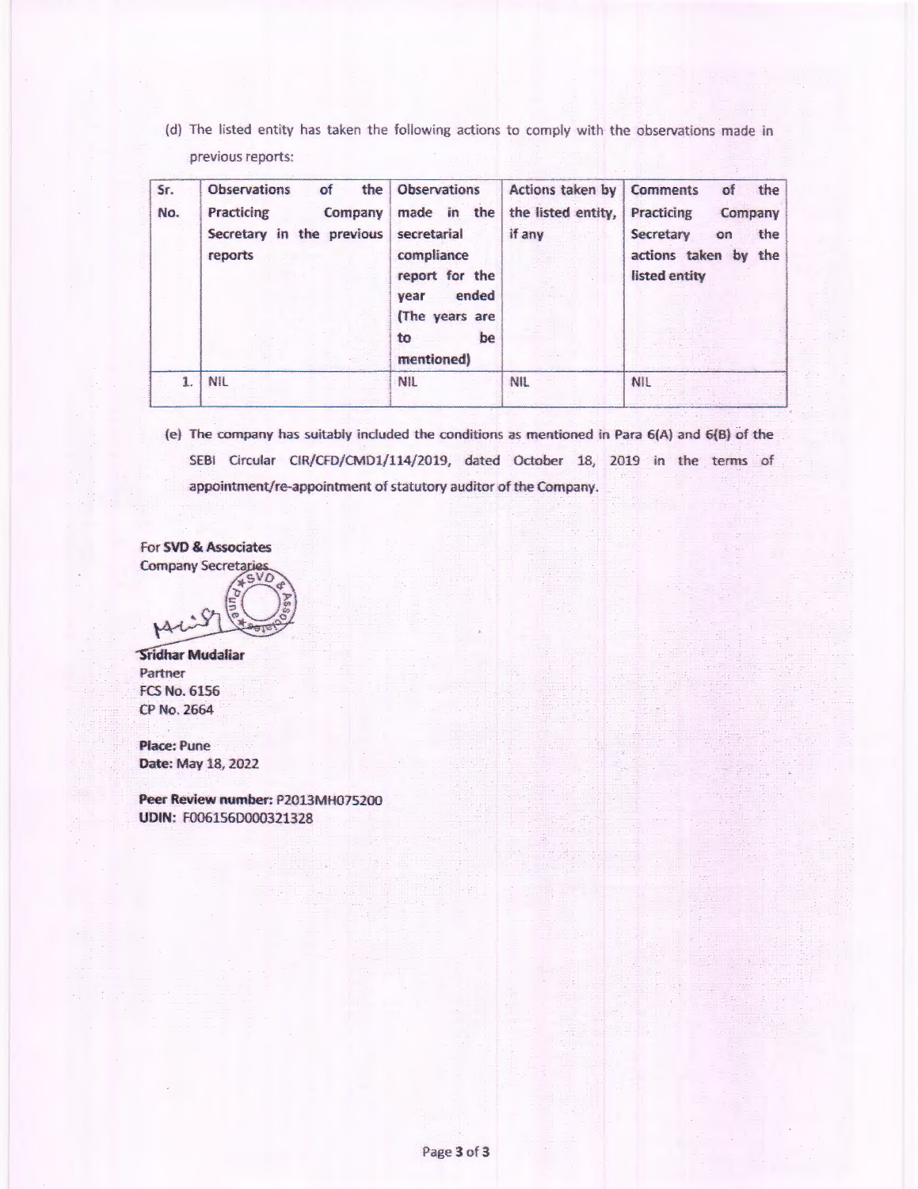(d) The listed entity has taken the following actions to comply with the observations made in previous reports:

| Sr. No. | Observations of the Practicing Company Secretary in the previous reports | Observations made in the secretarial compliance report for the year ended (The years are to be mentioned) | Actions taken by the listed entity, if any | Comments of the Practicing Company Secretary on the actions taken by the listed entity |
|---|---|---|---|---|
| 1. | NIL | NIL | NIL | NIL |

(e) The company has suitably included the conditions as mentioned in Para 6(A) and 6(B) of the SEBI Circular CIR/CFD/CMD1/114/2019, dated October 18, 2019 in the terms of appointment/re-appointment of statutory auditor of the Company.

For **SVD & Associates**
Company Secretaries

**Sridhar Mudaliar**
Partner
FCS No. 6156
CP No. 2664

**Place:** Pune
**Date:** May 18, 2022

**Peer Review number:** P2013MH075200
**UDIN:** F006156D000321328